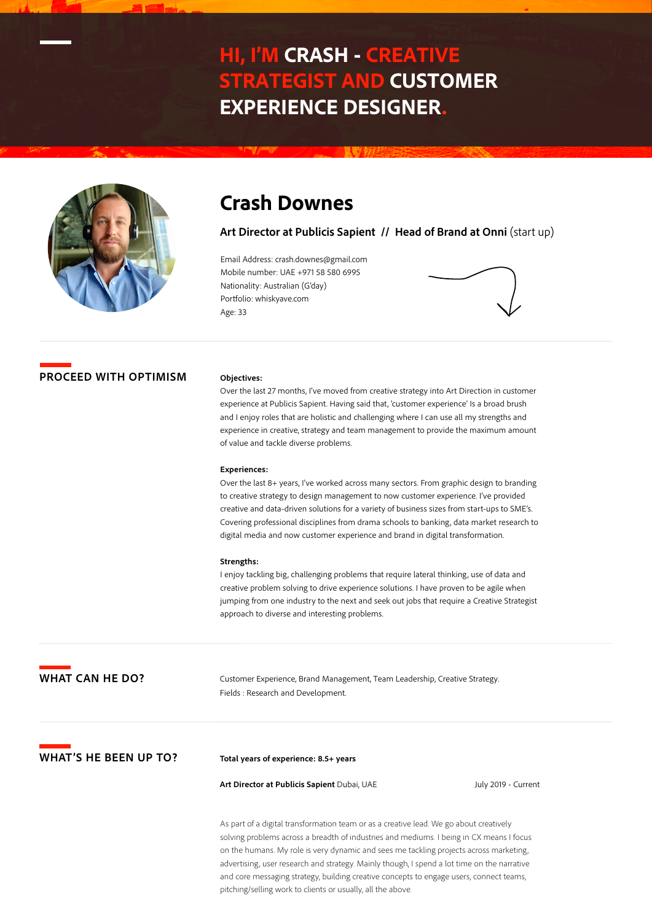# HI, I'M CRASH - CREATIVE STRATEGIST AND CUSTOMER EXPERIENCE DESIGNER.

## Crash Downes

**Art Director at Publicis Sapient // Head of Brand at Onni** (start up)

Email Address: crash.downes@gmail.com
Mobile number: UAE +971 58 580 6995
Nationality: Australian (G'day)
Portfolio: whiskyave.com
Age: 33

## PROCEED WITH OPTIMISM

**Objectives:**
Over the last 27 months, I've moved from creative strategy into Art Direction in customer experience at Publicis Sapient. Having said that, 'customer experience' Is a broad brush and I enjoy roles that are holistic and challenging where I can use all my strengths and experience in creative, strategy and team management to provide the maximum amount of value and tackle diverse problems.

**Experiences:**
Over the last 8+ years, I've worked across many sectors. From graphic design to branding to creative strategy to design management to now customer experience. I've provided creative and data-driven solutions for a variety of business sizes from start-ups to SME's. Covering professional disciplines from drama schools to banking, data market research to digital media and now customer experience and brand in digital transformation.

**Strengths:**
I enjoy tackling big, challenging problems that require lateral thinking, use of data and creative problem solving to drive experience solutions. I have proven to be agile when jumping from one industry to the next and seek out jobs that require a Creative Strategist approach to diverse and interesting problems.

## WHAT CAN HE DO?

Customer Experience, Brand Management, Team Leadership, Creative Strategy.
Fields : Research and Development.

## WHAT'S HE BEEN UP TO?

**Total years of experience: 8.5+ years**

**Art Director at Publicis Sapient** Dubai, UAE — July 2019 - Current

As part of a digital transformation team or as a creative lead. We go about creatively solving problems across a breadth of industries and mediums. I being in CX means I focus on the humans. My role is very dynamic and sees me tackling projects across marketing, advertising, user research and strategy. Mainly though, I spend a lot time on the narrative and core messaging strategy, building creative concepts to engage users, connect teams, pitching/selling work to clients or usually, all the above.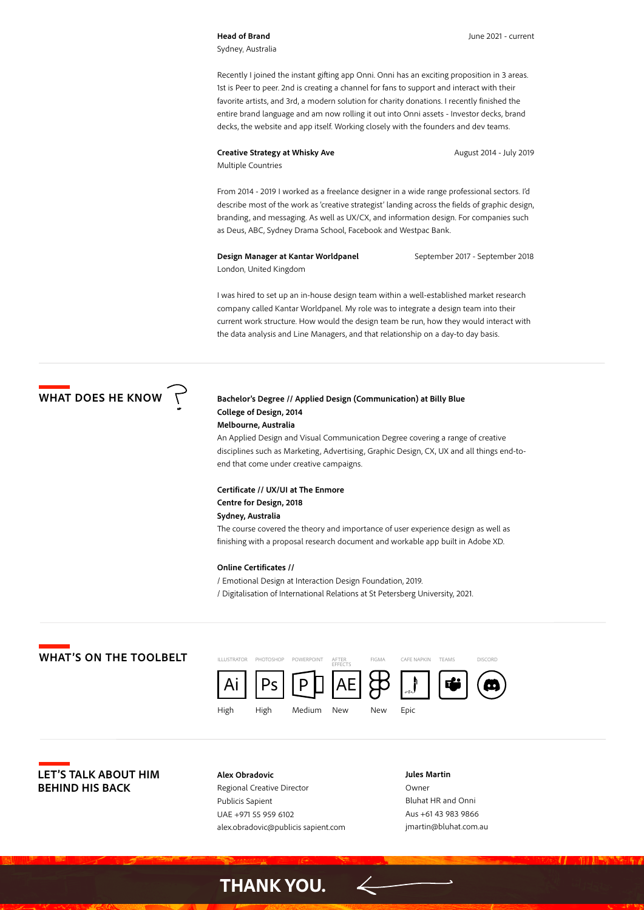**Head of Brand**
Sydney, Australia

June 2021 - current

Recently I joined the instant gifting app Onni. Onni has an exciting proposition in 3 areas. 1st is Peer to peer. 2nd is creating a channel for fans to support and interact with their favorite artists, and 3rd, a modern solution for charity donations. I recently finished the entire brand language and am now rolling it out into Onni assets - Investor decks, brand decks, the website and app itself. Working closely with the founders and dev teams.

**Creative Strategy at Whisky Ave**
Multiple Countries

August 2014 - July 2019

From 2014 - 2019 I worked as a freelance designer in a wide range professional sectors. I'd describe most of the work as 'creative strategist' landing across the fields of graphic design, branding, and messaging. As well as UX/CX, and information design. For companies such as Deus, ABC, Sydney Drama School, Facebook and Westpac Bank.

**Design Manager at Kantar Worldpanel**
London, United Kingdom

September 2017 - September 2018

I was hired to set up an in-house design team within a well-established market research company called Kantar Worldpanel. My role was to integrate a design team into their current work structure. How would the design team be run, how they would interact with the data analysis and Line Managers, and that relationship on a day-to day basis.

## WHAT DOES HE KNOW ?

**Bachelor's Degree // Applied Design (Communication) at Billy Blue College of Design, 2014**
**Melbourne, Australia**
An Applied Design and Visual Communication Degree covering a range of creative disciplines such as Marketing, Advertising, Graphic Design, CX, UX and all things end-to-end that come under creative campaigns.

**Certificate // UX/UI at The Enmore Centre for Design, 2018**
**Sydney, Australia**
The course covered the theory and importance of user experience design as well as finishing with a proposal research document and workable app built in Adobe XD.

**Online Certificates //**
/ Emotional Design at Interaction Design Foundation, 2019.
/ Digitalisation of International Relations at St Petersberg University, 2021.

## WHAT'S ON THE TOOLBELT

| ILLUSTRATOR | PHOTOSHOP | POWERPOINT | AFTER EFFECTS | FIGMA | CAFE NAPKIN | TEAMS | DISCORD |
|---|---|---|---|---|---|---|---|
| Ai | Ps | P | AE | | | | |
| High | High | Medium | New | New | Epic | | |

## LET'S TALK ABOUT HIM BEHIND HIS BACK

**Alex Obradovic**
Regional Creative Director
Publicis Sapient
UAE +971 55 959 6102
alex.obradovic@publicis sapient.com

**Jules Martin**
Owner
Bluhat HR and Onni
Aus +61 43 983 9866
jmartin@bluhat.com.au

**THANK YOU.**